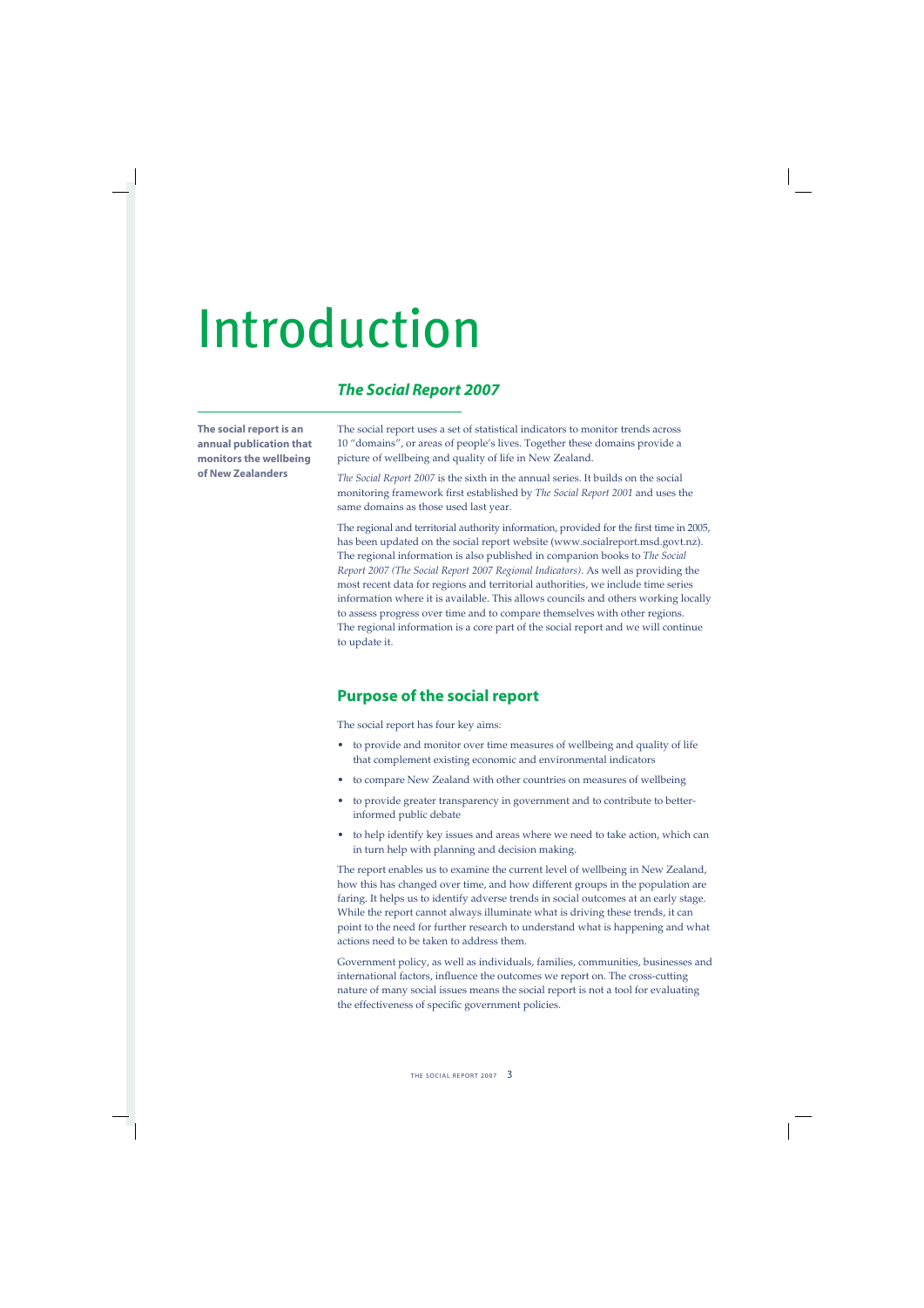# Introduction

## *The Social Report 2007*

**The social report is an annual publication that monitors the wellbeing of New Zealanders**

The social report uses a set of statistical indicators to monitor trends across 10 "domains", or areas of people's lives. Together these domains provide a picture of wellbeing and quality of life in New Zealand.

*The Social Report 2007* is the sixth in the annual series. It builds on the social monitoring framework first established by *The Social Report 2001* and uses the same domains as those used last year.

The regional and territorial authority information, provided for the first time in 2005, has been updated on the social report website (www.socialreport.msd.govt.nz). The regional information is also published in companion books to *The Social Report 2007 (The Social Report 2007 Regional Indicators)*. As well as providing the most recent data for regions and territorial authorities, we include time series information where it is available. This allows councils and others working locally to assess progress over time and to compare themselves with other regions. The regional information is a core part of the social report and we will continue to update it.

## Purpose of the social report

The social report has four key aims:

- to provide and monitor over time measures of wellbeing and quality of life that complement existing economic and environmental indicators
- to compare New Zealand with other countries on measures of wellbeing
- to provide greater transparency in government and to contribute to better-informed public debate
- to help identify key issues and areas where we need to take action, which can in turn help with planning and decision making.

The report enables us to examine the current level of wellbeing in New Zealand, how this has changed over time, and how different groups in the population are faring. It helps us to identify adverse trends in social outcomes at an early stage. While the report cannot always illuminate what is driving these trends, it can point to the need for further research to understand what is happening and what actions need to be taken to address them.

Government policy, as well as individuals, families, communities, businesses and international factors, influence the outcomes we report on. The cross-cutting nature of many social issues means the social report is not a tool for evaluating the effectiveness of specific government policies.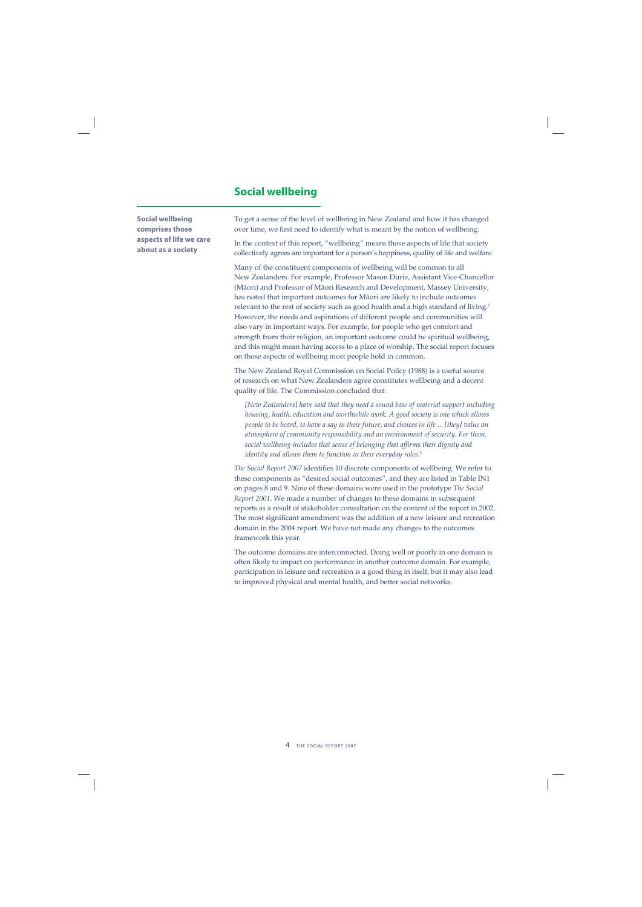## Social wellbeing

**Social wellbeing comprises those aspects of life we care about as a society**

To get a sense of the level of wellbeing in New Zealand and how it has changed over time, we first need to identify what is meant by the notion of wellbeing.

In the context of this report, "wellbeing" means those aspects of life that society collectively agrees are important for a person's happiness, quality of life and welfare.

Many of the constituent components of wellbeing will be common to all New Zealanders. For example, Professor Mason Durie, Assistant Vice-Chancellor (Māori) and Professor of Māori Research and Development, Massey University, has noted that important outcomes for Māori are likely to include outcomes relevant to the rest of society such as good health and a high standard of living.[1] However, the needs and aspirations of different people and communities will also vary in important ways. For example, for people who get comfort and strength from their religion, an important outcome could be spiritual wellbeing, and this might mean having access to a place of worship. The social report focuses on those aspects of wellbeing most people hold in common.

The New Zealand Royal Commission on Social Policy (1988) is a useful source of research on what New Zealanders agree constitutes wellbeing and a decent quality of life. The Commission concluded that:

> *[New Zealanders] have said that they need a sound base of material support including housing, health, education and worthwhile work. A good society is one which allows people to be heard, to have a say in their future, and choices in life ... [they] value an atmosphere of community responsibility and an environment of security. For them, social wellbeing includes that sense of belonging that affirms their dignity and identity and allows them to function in their everyday roles.*[2]

*The Social Report 2007* identifies 10 discrete components of wellbeing. We refer to these components as "desired social outcomes", and they are listed in Table IN1 on pages 8 and 9. Nine of these domains were used in the prototype *The Social Report 2001*. We made a number of changes to these domains in subsequent reports as a result of stakeholder consultation on the content of the report in 2002. The most significant amendment was the addition of a new leisure and recreation domain in the 2004 report. We have not made any changes to the outcomes framework this year.

The outcome domains are interconnected. Doing well or poorly in one domain is often likely to impact on performance in another outcome domain. For example, participation in leisure and recreation is a good thing in itself, but it may also lead to improved physical and mental health, and better social networks.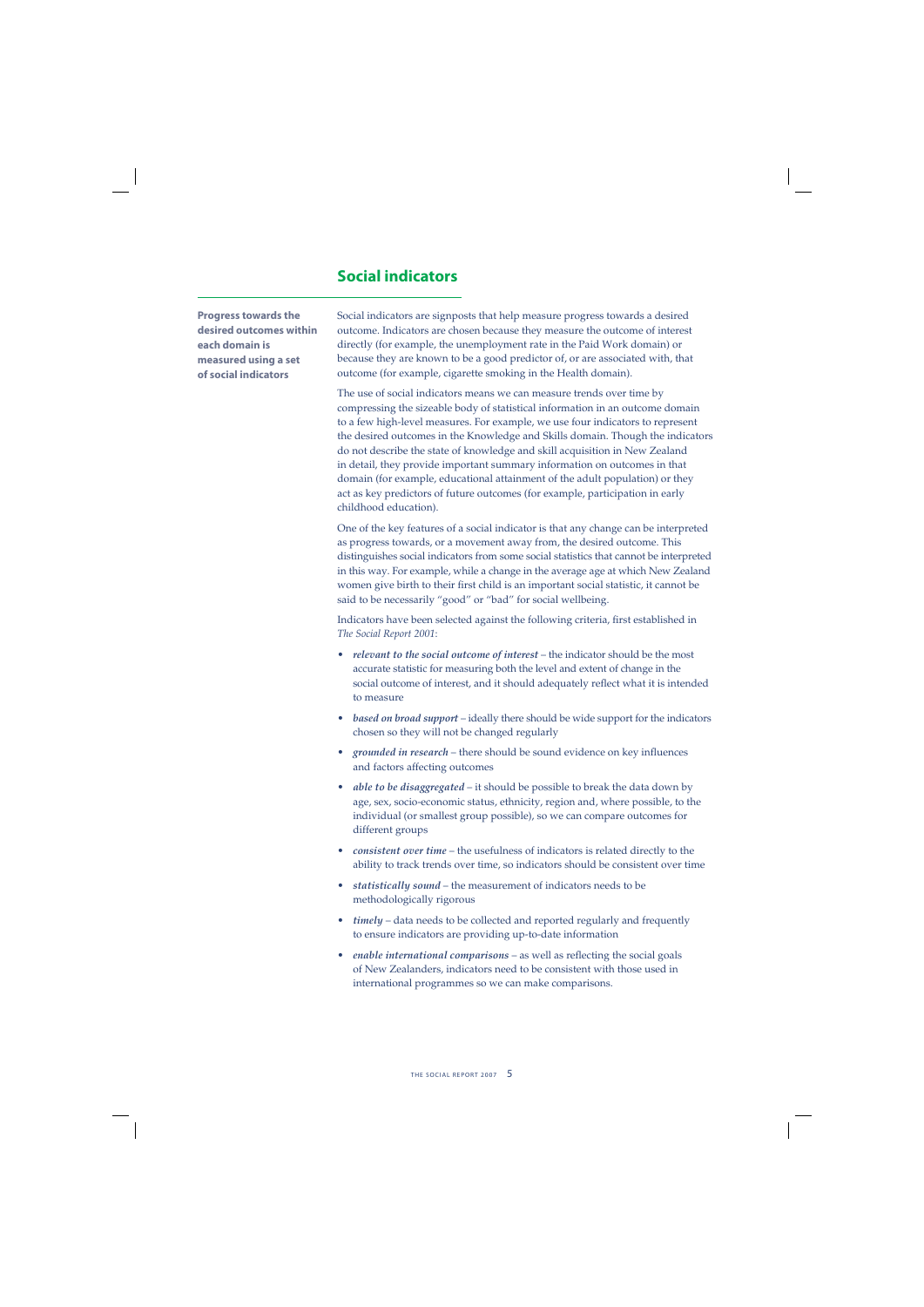## Social indicators

**Progress towards the desired outcomes within each domain is measured using a set of social indicators**

Social indicators are signposts that help measure progress towards a desired outcome. Indicators are chosen because they measure the outcome of interest directly (for example, the unemployment rate in the Paid Work domain) or because they are known to be a good predictor of, or are associated with, that outcome (for example, cigarette smoking in the Health domain).

The use of social indicators means we can measure trends over time by compressing the sizeable body of statistical information in an outcome domain to a few high-level measures. For example, we use four indicators to represent the desired outcomes in the Knowledge and Skills domain. Though the indicators do not describe the state of knowledge and skill acquisition in New Zealand in detail, they provide important summary information on outcomes in that domain (for example, educational attainment of the adult population) or they act as key predictors of future outcomes (for example, participation in early childhood education).

One of the key features of a social indicator is that any change can be interpreted as progress towards, or a movement away from, the desired outcome. This distinguishes social indicators from some social statistics that cannot be interpreted in this way. For example, while a change in the average age at which New Zealand women give birth to their first child is an important social statistic, it cannot be said to be necessarily "good" or "bad" for social wellbeing.

Indicators have been selected against the following criteria, first established in *The Social Report 2001*:

- ***relevant to the social outcome of interest*** – the indicator should be the most accurate statistic for measuring both the level and extent of change in the social outcome of interest, and it should adequately reflect what it is intended to measure
- ***based on broad support*** – ideally there should be wide support for the indicators chosen so they will not be changed regularly
- ***grounded in research*** – there should be sound evidence on key influences and factors affecting outcomes
- ***able to be disaggregated*** – it should be possible to break the data down by age, sex, socio-economic status, ethnicity, region and, where possible, to the individual (or smallest group possible), so we can compare outcomes for different groups
- ***consistent over time*** – the usefulness of indicators is related directly to the ability to track trends over time, so indicators should be consistent over time
- ***statistically sound*** – the measurement of indicators needs to be methodologically rigorous
- ***timely*** – data needs to be collected and reported regularly and frequently to ensure indicators are providing up-to-date information
- ***enable international comparisons*** – as well as reflecting the social goals of New Zealanders, indicators need to be consistent with those used in international programmes so we can make comparisons.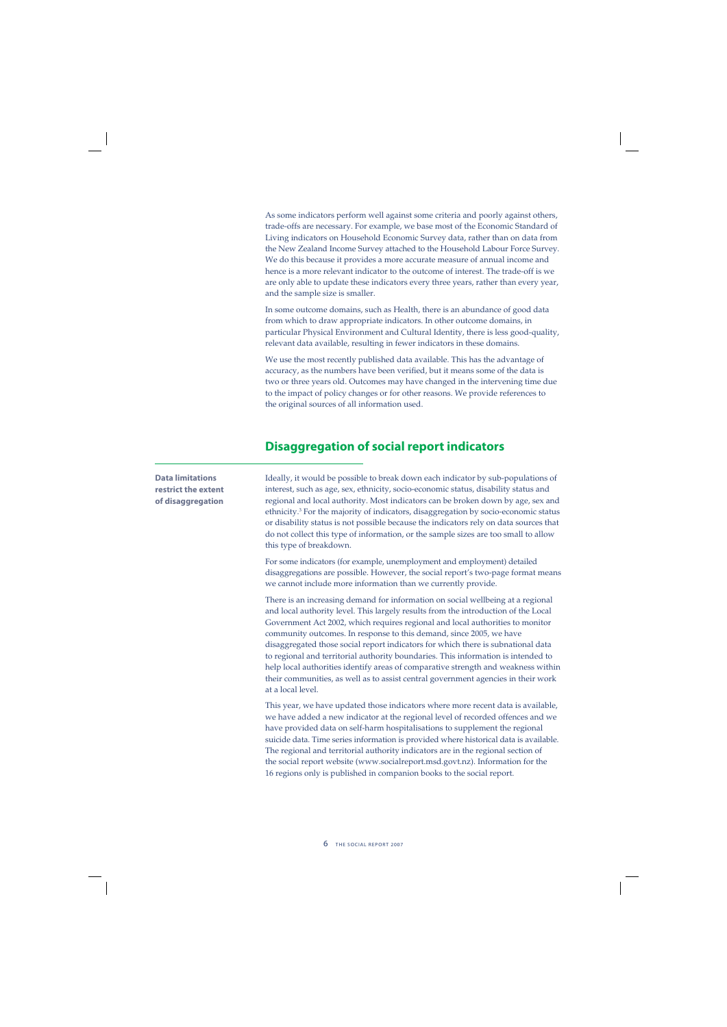As some indicators perform well against some criteria and poorly against others, trade-offs are necessary. For example, we base most of the Economic Standard of Living indicators on Household Economic Survey data, rather than on data from the New Zealand Income Survey attached to the Household Labour Force Survey. We do this because it provides a more accurate measure of annual income and hence is a more relevant indicator to the outcome of interest. The trade-off is we are only able to update these indicators every three years, rather than every year, and the sample size is smaller.

In some outcome domains, such as Health, there is an abundance of good data from which to draw appropriate indicators. In other outcome domains, in particular Physical Environment and Cultural Identity, there is less good-quality, relevant data available, resulting in fewer indicators in these domains.

We use the most recently published data available. This has the advantage of accuracy, as the numbers have been verified, but it means some of the data is two or three years old. Outcomes may have changed in the intervening time due to the impact of policy changes or for other reasons. We provide references to the original sources of all information used.

## Disaggregation of social report indicators

**Data limitations restrict the extent of disaggregation**

Ideally, it would be possible to break down each indicator by sub-populations of interest, such as age, sex, ethnicity, socio-economic status, disability status and regional and local authority. Most indicators can be broken down by age, sex and ethnicity.[3] For the majority of indicators, disaggregation by socio-economic status or disability status is not possible because the indicators rely on data sources that do not collect this type of information, or the sample sizes are too small to allow this type of breakdown.

For some indicators (for example, unemployment and employment) detailed disaggregations are possible. However, the social report's two-page format means we cannot include more information than we currently provide.

There is an increasing demand for information on social wellbeing at a regional and local authority level. This largely results from the introduction of the Local Government Act 2002, which requires regional and local authorities to monitor community outcomes. In response to this demand, since 2005, we have disaggregated those social report indicators for which there is subnational data to regional and territorial authority boundaries. This information is intended to help local authorities identify areas of comparative strength and weakness within their communities, as well as to assist central government agencies in their work at a local level.

This year, we have updated those indicators where more recent data is available, we have added a new indicator at the regional level of recorded offences and we have provided data on self-harm hospitalisations to supplement the regional suicide data. Time series information is provided where historical data is available. The regional and territorial authority indicators are in the regional section of the social report website (www.socialreport.msd.govt.nz). Information for the 16 regions only is published in companion books to the social report.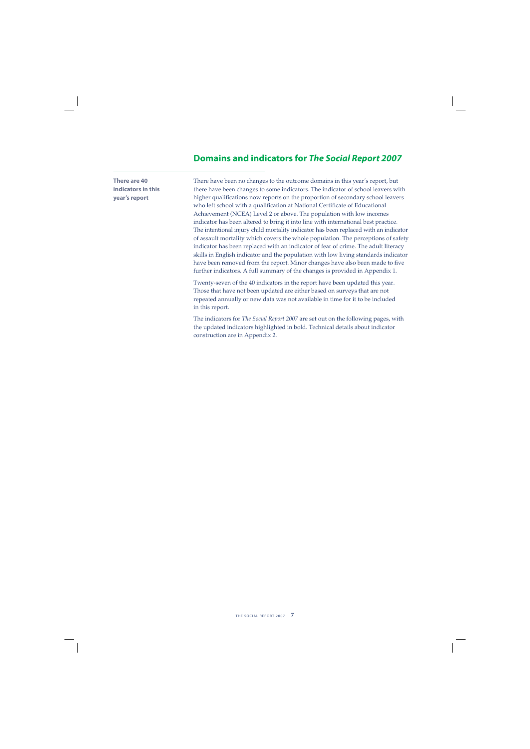## Domains and indicators for *The Social Report 2007*

**There are 40 indicators in this year's report**

There have been no changes to the outcome domains in this year's report, but there have been changes to some indicators. The indicator of school leavers with higher qualifications now reports on the proportion of secondary school leavers who left school with a qualification at National Certificate of Educational Achievement (NCEA) Level 2 or above. The population with low incomes indicator has been altered to bring it into line with international best practice. The intentional injury child mortality indicator has been replaced with an indicator of assault mortality which covers the whole population. The perceptions of safety indicator has been replaced with an indicator of fear of crime. The adult literacy skills in English indicator and the population with low living standards indicator have been removed from the report. Minor changes have also been made to five further indicators. A full summary of the changes is provided in Appendix 1.

Twenty-seven of the 40 indicators in the report have been updated this year. Those that have not been updated are either based on surveys that are not repeated annually or new data was not available in time for it to be included in this report.

The indicators for *The Social Report 2007* are set out on the following pages, with the updated indicators highlighted in bold. Technical details about indicator construction are in Appendix 2.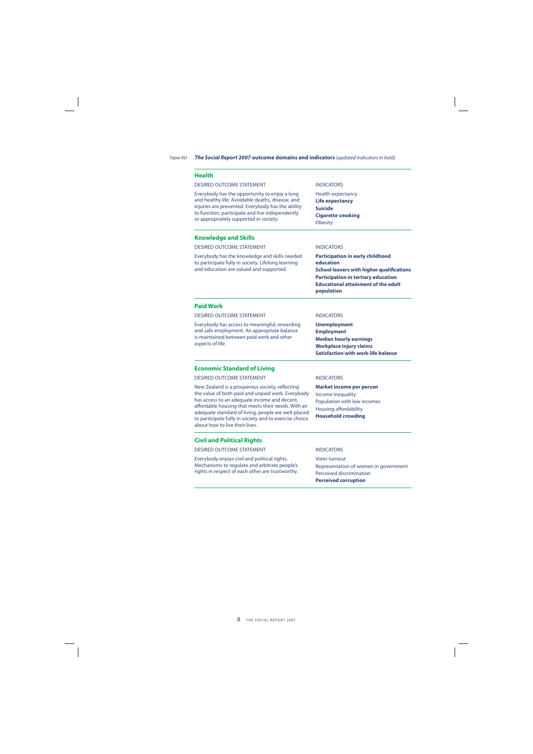Table IN1 ***The Social Report 2007* outcome domains and indicators** *(updated indicators in bold)*

| DESIRED OUTCOME STATEMENT | INDICATORS |
|---|---|
| **Health** | |
| Everybody has the opportunity to enjoy a long and healthy life. Avoidable deaths, disease, and injuries are prevented. Everybody has the ability to function, participate and live independently or appropriately supported in society. | Health expectancy<br>**Life expectancy**<br>**Suicide**<br>**Cigarette smoking**<br>Obesity |
| **Knowledge and Skills** | |
| Everybody has the knowledge and skills needed to participate fully in society. Lifelong learning and education are valued and supported. | **Participation in early childhood education**<br>**School leavers with higher qualifications**<br>**Participation in tertiary education**<br>**Educational attainment of the adult population** |
| **Paid Work** | |
| Everybody has access to meaningful, rewarding and safe employment. An appropriate balance is maintained between paid work and other aspects of life. | **Unemployment**<br>**Employment**<br>**Median hourly earnings**<br>**Workplace injury claims**<br>**Satisfaction with work-life balance** |
| **Economic Standard of Living** | |
| New Zealand is a prosperous society, reflecting the value of both paid and unpaid work. Everybody has access to an adequate income and decent, affordable housing that meets their needs. With an adequate standard of living, people are well-placed to participate fully in society and to exercise choice about how to live their lives. | **Market income per person**<br>Income inequality<br>Population with low incomes<br>Housing affordability<br>**Household crowding** |
| **Civil and Political Rights** | |
| Everybody enjoys civil and political rights. Mechanisms to regulate and arbitrate people's rights in respect of each other are trustworthy. | Voter turnout<br>Representation of women in government<br>Perceived discrimination<br>**Perceived corruption** |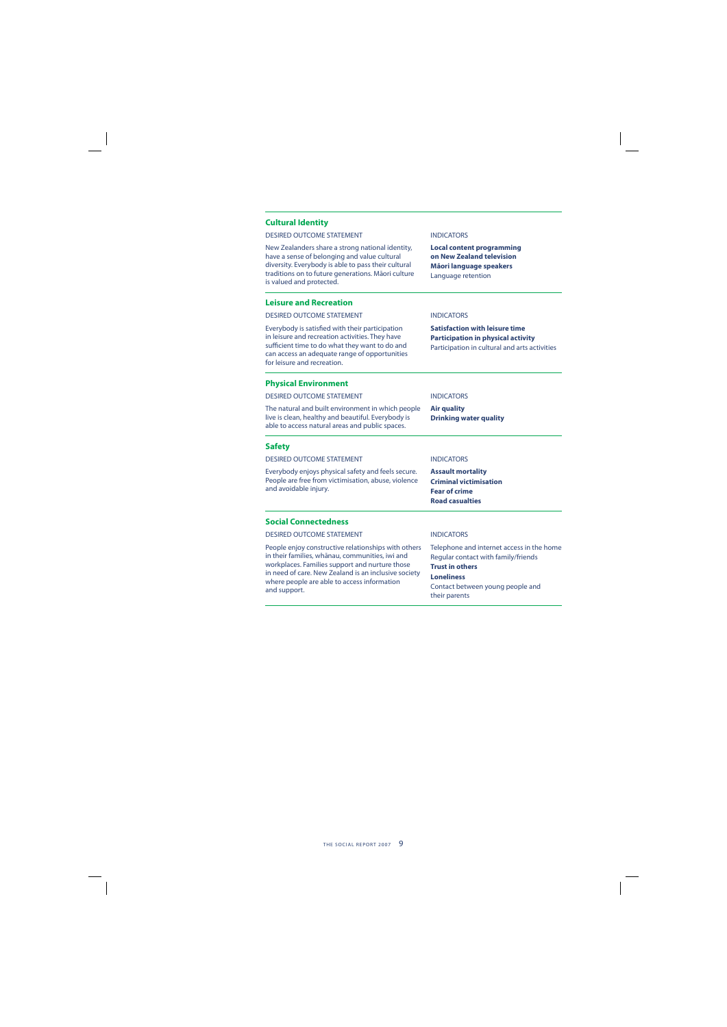## Cultural Identity

| DESIRED OUTCOME STATEMENT | INDICATORS |
|---|---|
| New Zealanders share a strong national identity, have a sense of belonging and value cultural diversity. Everybody is able to pass their cultural traditions on to future generations. Māori culture is valued and protected. | **Local content programming on New Zealand television**<br>**Māori language speakers**<br>Language retention |

## Leisure and Recreation

| DESIRED OUTCOME STATEMENT | INDICATORS |
|---|---|
| Everybody is satisfied with their participation in leisure and recreation activities. They have sufficient time to do what they want to do and can access an adequate range of opportunities for leisure and recreation. | **Satisfaction with leisure time**<br>**Participation in physical activity**<br>Participation in cultural and arts activities |

## Physical Environment

| DESIRED OUTCOME STATEMENT | INDICATORS |
|---|---|
| The natural and built environment in which people live is clean, healthy and beautiful. Everybody is able to access natural areas and public spaces. | **Air quality**<br>**Drinking water quality** |

## Safety

| DESIRED OUTCOME STATEMENT | INDICATORS |
|---|---|
| Everybody enjoys physical safety and feels secure. People are free from victimisation, abuse, violence and avoidable injury. | **Assault mortality**<br>**Criminal victimisation**<br>**Fear of crime**<br>**Road casualties** |

## Social Connectedness

| DESIRED OUTCOME STATEMENT | INDICATORS |
|---|---|
| People enjoy constructive relationships with others in their families, whānau, communities, iwi and workplaces. Families support and nurture those in need of care. New Zealand is an inclusive society where people are able to access information and support. | Telephone and internet access in the home<br>Regular contact with family/friends<br>**Trust in others**<br>**Loneliness**<br>Contact between young people and their parents |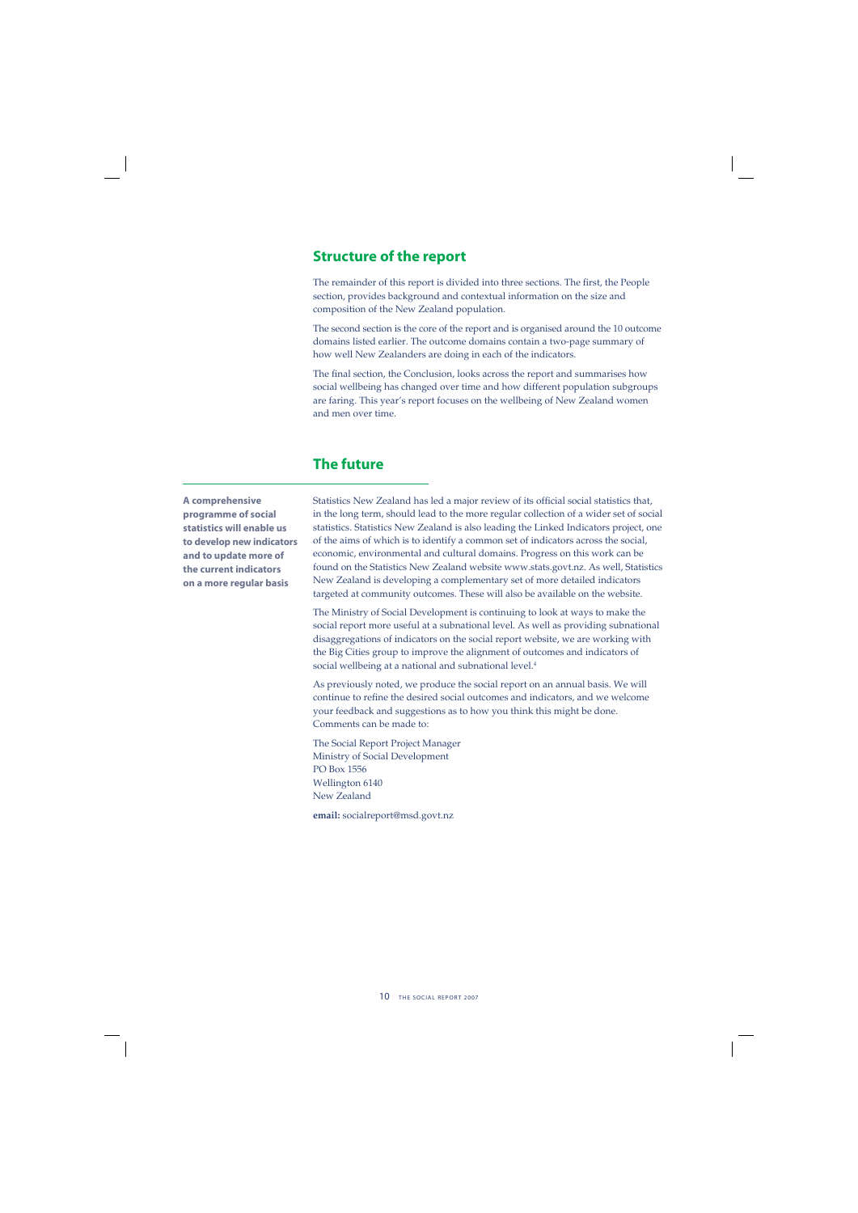## Structure of the report

The remainder of this report is divided into three sections. The first, the People section, provides background and contextual information on the size and composition of the New Zealand population.

The second section is the core of the report and is organised around the 10 outcome domains listed earlier. The outcome domains contain a two-page summary of how well New Zealanders are doing in each of the indicators.

The final section, the Conclusion, looks across the report and summarises how social wellbeing has changed over time and how different population subgroups are faring. This year's report focuses on the wellbeing of New Zealand women and men over time.

## The future

**A comprehensive programme of social statistics will enable us to develop new indicators and to update more of the current indicators on a more regular basis**

Statistics New Zealand has led a major review of its official social statistics that, in the long term, should lead to the more regular collection of a wider set of social statistics. Statistics New Zealand is also leading the Linked Indicators project, one of the aims of which is to identify a common set of indicators across the social, economic, environmental and cultural domains. Progress on this work can be found on the Statistics New Zealand website www.stats.govt.nz. As well, Statistics New Zealand is developing a complementary set of more detailed indicators targeted at community outcomes. These will also be available on the website.

The Ministry of Social Development is continuing to look at ways to make the social report more useful at a subnational level. As well as providing subnational disaggregations of indicators on the social report website, we are working with the Big Cities group to improve the alignment of outcomes and indicators of social wellbeing at a national and subnational level.[4]

As previously noted, we produce the social report on an annual basis. We will continue to refine the desired social outcomes and indicators, and we welcome your feedback and suggestions as to how you think this might be done. Comments can be made to:

The Social Report Project Manager
Ministry of Social Development
PO Box 1556
Wellington 6140
New Zealand

**email:** socialreport@msd.govt.nz